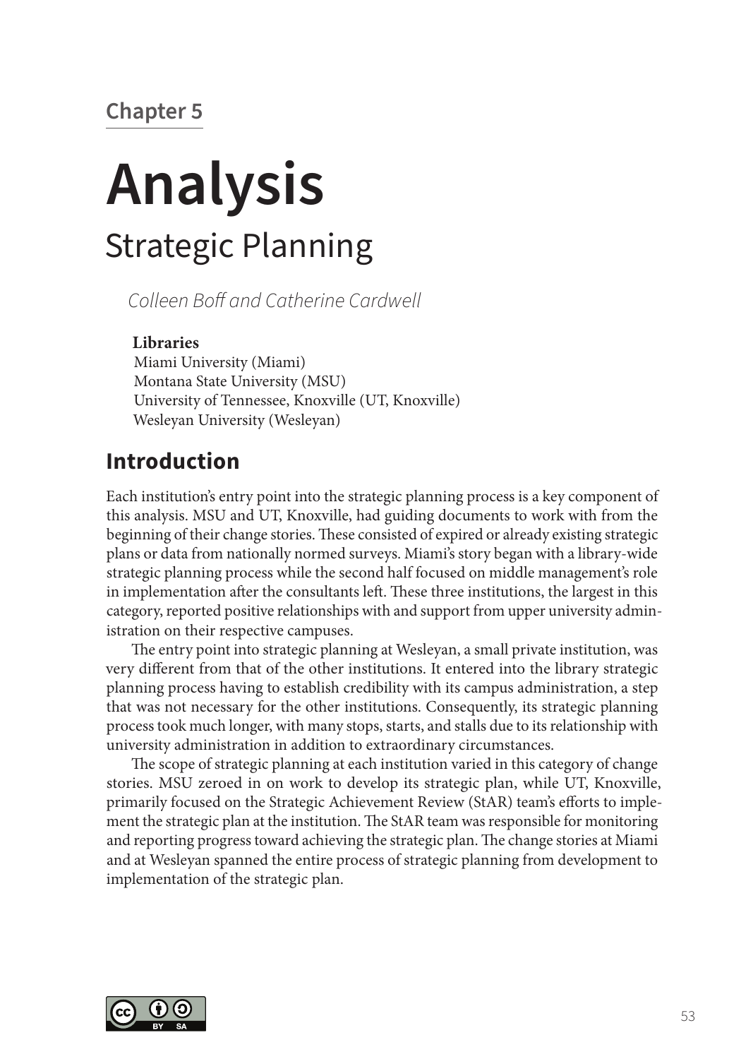Chapter 5

# Analysis

## Strategic Planning

*Colleen Boff and Catherine Cardwell*

**Libraries**

Miami University (Miami)
Montana State University (MSU)
University of Tennessee, Knoxville (UT, Knoxville)
Wesleyan University (Wesleyan)

## Introduction

Each institution's entry point into the strategic planning process is a key component of this analysis. MSU and UT, Knoxville, had guiding documents to work with from the beginning of their change stories. These consisted of expired or already existing strategic plans or data from nationally normed surveys. Miami's story began with a library-wide strategic planning process while the second half focused on middle management's role in implementation after the consultants left. These three institutions, the largest in this category, reported positive relationships with and support from upper university administration on their respective campuses.

The entry point into strategic planning at Wesleyan, a small private institution, was very different from that of the other institutions. It entered into the library strategic planning process having to establish credibility with its campus administration, a step that was not necessary for the other institutions. Consequently, its strategic planning process took much longer, with many stops, starts, and stalls due to its relationship with university administration in addition to extraordinary circumstances.

The scope of strategic planning at each institution varied in this category of change stories. MSU zeroed in on work to develop its strategic plan, while UT, Knoxville, primarily focused on the Strategic Achievement Review (StAR) team's efforts to implement the strategic plan at the institution. The StAR team was responsible for monitoring and reporting progress toward achieving the strategic plan. The change stories at Miami and at Wesleyan spanned the entire process of strategic planning from development to implementation of the strategic plan.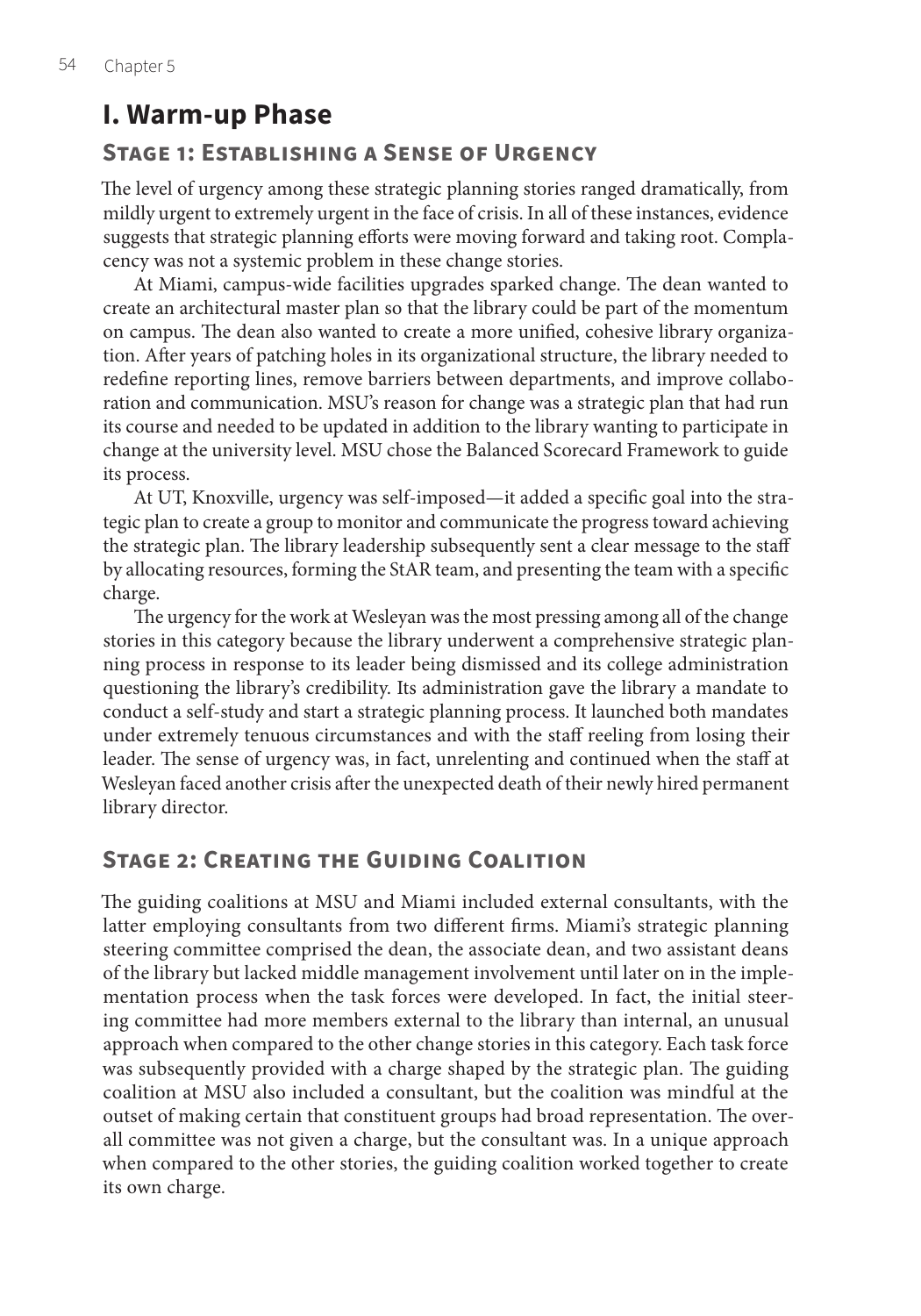# I. Warm-up Phase

## Stage 1: Establishing a Sense of Urgency

The level of urgency among these strategic planning stories ranged dramatically, from mildly urgent to extremely urgent in the face of crisis. In all of these instances, evidence suggests that strategic planning efforts were moving forward and taking root. Complacency was not a systemic problem in these change stories.

At Miami, campus-wide facilities upgrades sparked change. The dean wanted to create an architectural master plan so that the library could be part of the momentum on campus. The dean also wanted to create a more unified, cohesive library organization. After years of patching holes in its organizational structure, the library needed to redefine reporting lines, remove barriers between departments, and improve collaboration and communication. MSU's reason for change was a strategic plan that had run its course and needed to be updated in addition to the library wanting to participate in change at the university level. MSU chose the Balanced Scorecard Framework to guide its process.

At UT, Knoxville, urgency was self-imposed—it added a specific goal into the strategic plan to create a group to monitor and communicate the progress toward achieving the strategic plan. The library leadership subsequently sent a clear message to the staff by allocating resources, forming the StAR team, and presenting the team with a specific charge.

The urgency for the work at Wesleyan was the most pressing among all of the change stories in this category because the library underwent a comprehensive strategic planning process in response to its leader being dismissed and its college administration questioning the library's credibility. Its administration gave the library a mandate to conduct a self-study and start a strategic planning process. It launched both mandates under extremely tenuous circumstances and with the staff reeling from losing their leader. The sense of urgency was, in fact, unrelenting and continued when the staff at Wesleyan faced another crisis after the unexpected death of their newly hired permanent library director.

## Stage 2: Creating the Guiding Coalition

The guiding coalitions at MSU and Miami included external consultants, with the latter employing consultants from two different firms. Miami's strategic planning steering committee comprised the dean, the associate dean, and two assistant deans of the library but lacked middle management involvement until later on in the implementation process when the task forces were developed. In fact, the initial steering committee had more members external to the library than internal, an unusual approach when compared to the other change stories in this category. Each task force was subsequently provided with a charge shaped by the strategic plan. The guiding coalition at MSU also included a consultant, but the coalition was mindful at the outset of making certain that constituent groups had broad representation. The overall committee was not given a charge, but the consultant was. In a unique approach when compared to the other stories, the guiding coalition worked together to create its own charge.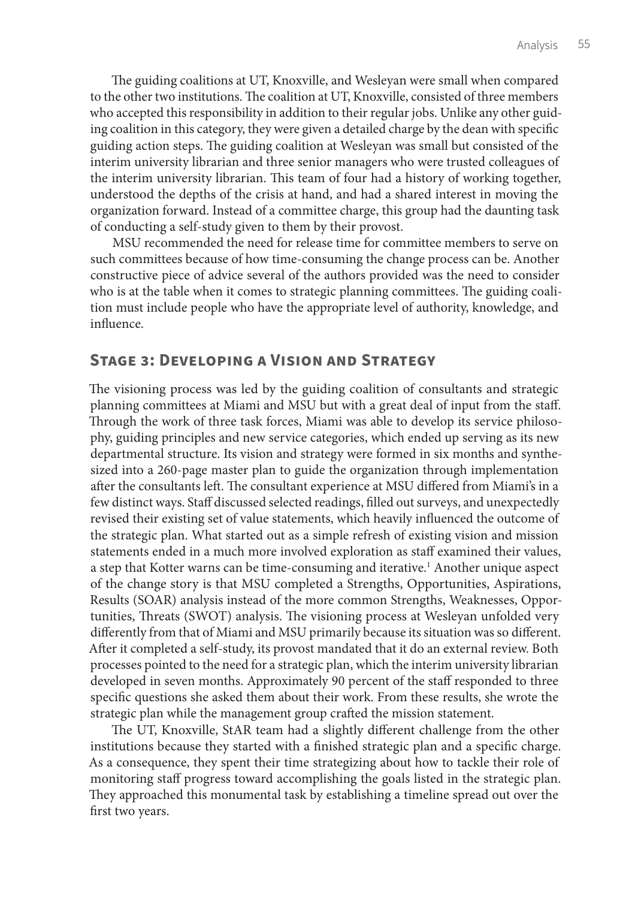The guiding coalitions at UT, Knoxville, and Wesleyan were small when compared to the other two institutions. The coalition at UT, Knoxville, consisted of three members who accepted this responsibility in addition to their regular jobs. Unlike any other guiding coalition in this category, they were given a detailed charge by the dean with specific guiding action steps. The guiding coalition at Wesleyan was small but consisted of the interim university librarian and three senior managers who were trusted colleagues of the interim university librarian. This team of four had a history of working together, understood the depths of the crisis at hand, and had a shared interest in moving the organization forward. Instead of a committee charge, this group had the daunting task of conducting a self-study given to them by their provost.

MSU recommended the need for release time for committee members to serve on such committees because of how time-consuming the change process can be. Another constructive piece of advice several of the authors provided was the need to consider who is at the table when it comes to strategic planning committees. The guiding coalition must include people who have the appropriate level of authority, knowledge, and influence.

## Stage 3: Developing a Vision and Strategy

The visioning process was led by the guiding coalition of consultants and strategic planning committees at Miami and MSU but with a great deal of input from the staff. Through the work of three task forces, Miami was able to develop its service philosophy, guiding principles and new service categories, which ended up serving as its new departmental structure. Its vision and strategy were formed in six months and synthesized into a 260-page master plan to guide the organization through implementation after the consultants left. The consultant experience at MSU differed from Miami's in a few distinct ways. Staff discussed selected readings, filled out surveys, and unexpectedly revised their existing set of value statements, which heavily influenced the outcome of the strategic plan. What started out as a simple refresh of existing vision and mission statements ended in a much more involved exploration as staff examined their values, a step that Kotter warns can be time-consuming and iterative.[1] Another unique aspect of the change story is that MSU completed a Strengths, Opportunities, Aspirations, Results (SOAR) analysis instead of the more common Strengths, Weaknesses, Opportunities, Threats (SWOT) analysis. The visioning process at Wesleyan unfolded very differently from that of Miami and MSU primarily because its situation was so different. After it completed a self-study, its provost mandated that it do an external review. Both processes pointed to the need for a strategic plan, which the interim university librarian developed in seven months. Approximately 90 percent of the staff responded to three specific questions she asked them about their work. From these results, she wrote the strategic plan while the management group crafted the mission statement.

The UT, Knoxville, StAR team had a slightly different challenge from the other institutions because they started with a finished strategic plan and a specific charge. As a consequence, they spent their time strategizing about how to tackle their role of monitoring staff progress toward accomplishing the goals listed in the strategic plan. They approached this monumental task by establishing a timeline spread out over the first two years.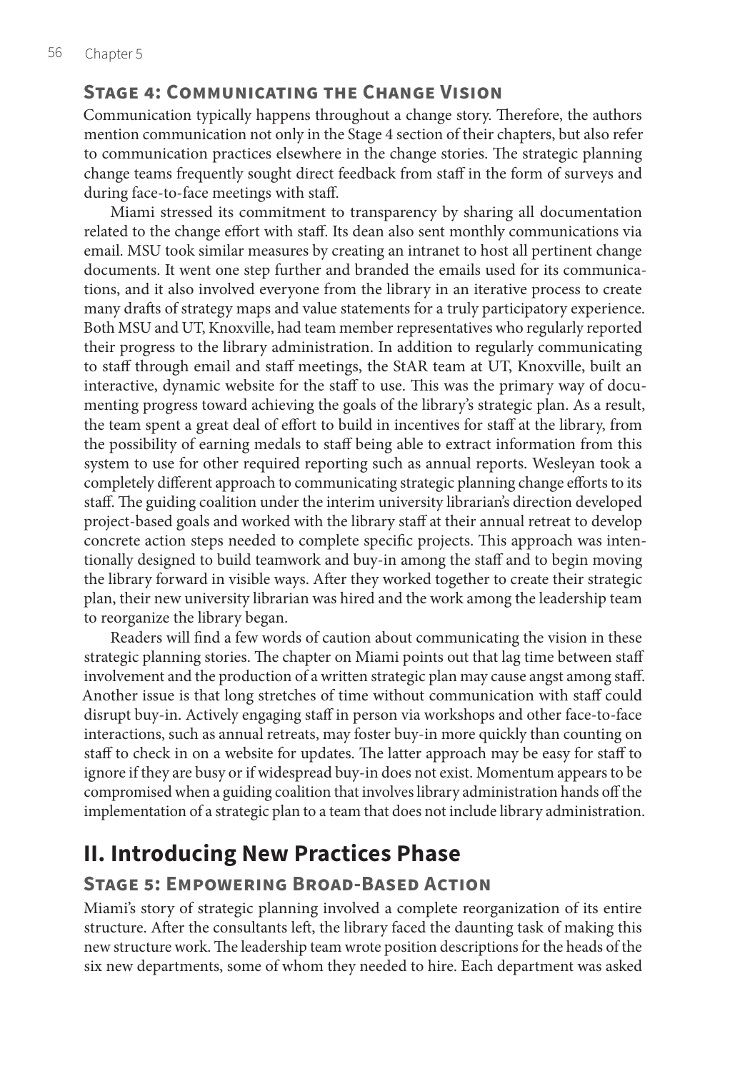### Stage 4: Communicating the Change Vision

Communication typically happens throughout a change story. Therefore, the authors mention communication not only in the Stage 4 section of their chapters, but also refer to communication practices elsewhere in the change stories. The strategic planning change teams frequently sought direct feedback from staff in the form of surveys and during face-to-face meetings with staff.

Miami stressed its commitment to transparency by sharing all documentation related to the change effort with staff. Its dean also sent monthly communications via email. MSU took similar measures by creating an intranet to host all pertinent change documents. It went one step further and branded the emails used for its communications, and it also involved everyone from the library in an iterative process to create many drafts of strategy maps and value statements for a truly participatory experience. Both MSU and UT, Knoxville, had team member representatives who regularly reported their progress to the library administration. In addition to regularly communicating to staff through email and staff meetings, the StAR team at UT, Knoxville, built an interactive, dynamic website for the staff to use. This was the primary way of documenting progress toward achieving the goals of the library's strategic plan. As a result, the team spent a great deal of effort to build in incentives for staff at the library, from the possibility of earning medals to staff being able to extract information from this system to use for other required reporting such as annual reports. Wesleyan took a completely different approach to communicating strategic planning change efforts to its staff. The guiding coalition under the interim university librarian's direction developed project-based goals and worked with the library staff at their annual retreat to develop concrete action steps needed to complete specific projects. This approach was intentionally designed to build teamwork and buy-in among the staff and to begin moving the library forward in visible ways. After they worked together to create their strategic plan, their new university librarian was hired and the work among the leadership team to reorganize the library began.

Readers will find a few words of caution about communicating the vision in these strategic planning stories. The chapter on Miami points out that lag time between staff involvement and the production of a written strategic plan may cause angst among staff. Another issue is that long stretches of time without communication with staff could disrupt buy-in. Actively engaging staff in person via workshops and other face-to-face interactions, such as annual retreats, may foster buy-in more quickly than counting on staff to check in on a website for updates. The latter approach may be easy for staff to ignore if they are busy or if widespread buy-in does not exist. Momentum appears to be compromised when a guiding coalition that involves library administration hands off the implementation of a strategic plan to a team that does not include library administration.

## II. Introducing New Practices Phase

### Stage 5: Empowering Broad-Based Action

Miami's story of strategic planning involved a complete reorganization of its entire structure. After the consultants left, the library faced the daunting task of making this new structure work. The leadership team wrote position descriptions for the heads of the six new departments, some of whom they needed to hire. Each department was asked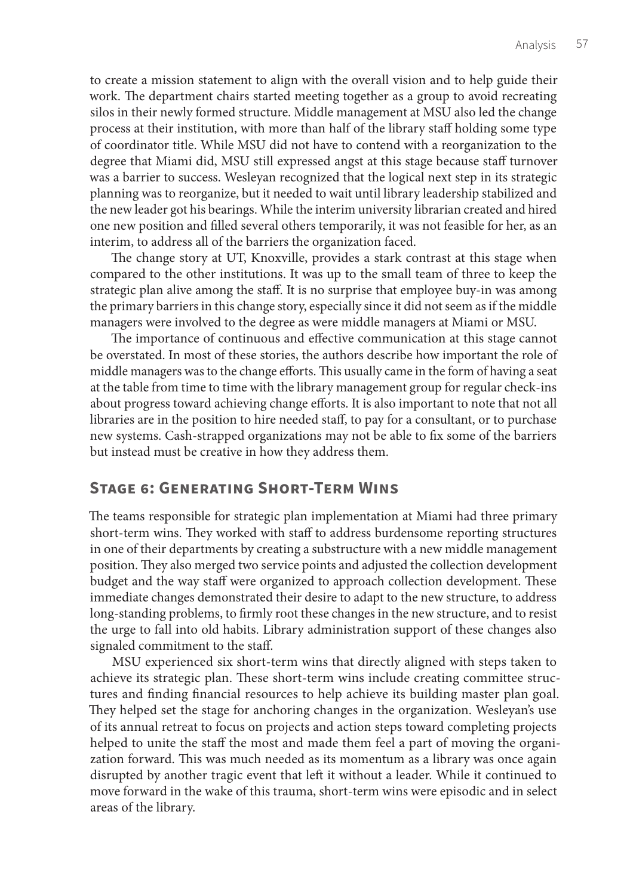to create a mission statement to align with the overall vision and to help guide their work. The department chairs started meeting together as a group to avoid recreating silos in their newly formed structure. Middle management at MSU also led the change process at their institution, with more than half of the library staff holding some type of coordinator title. While MSU did not have to contend with a reorganization to the degree that Miami did, MSU still expressed angst at this stage because staff turnover was a barrier to success. Wesleyan recognized that the logical next step in its strategic planning was to reorganize, but it needed to wait until library leadership stabilized and the new leader got his bearings. While the interim university librarian created and hired one new position and filled several others temporarily, it was not feasible for her, as an interim, to address all of the barriers the organization faced.

The change story at UT, Knoxville, provides a stark contrast at this stage when compared to the other institutions. It was up to the small team of three to keep the strategic plan alive among the staff. It is no surprise that employee buy-in was among the primary barriers in this change story, especially since it did not seem as if the middle managers were involved to the degree as were middle managers at Miami or MSU.

The importance of continuous and effective communication at this stage cannot be overstated. In most of these stories, the authors describe how important the role of middle managers was to the change efforts. This usually came in the form of having a seat at the table from time to time with the library management group for regular check-ins about progress toward achieving change efforts. It is also important to note that not all libraries are in the position to hire needed staff, to pay for a consultant, or to purchase new systems. Cash-strapped organizations may not be able to fix some of the barriers but instead must be creative in how they address them.

## Stage 6: Generating Short-Term Wins

The teams responsible for strategic plan implementation at Miami had three primary short-term wins. They worked with staff to address burdensome reporting structures in one of their departments by creating a substructure with a new middle management position. They also merged two service points and adjusted the collection development budget and the way staff were organized to approach collection development. These immediate changes demonstrated their desire to adapt to the new structure, to address long-standing problems, to firmly root these changes in the new structure, and to resist the urge to fall into old habits. Library administration support of these changes also signaled commitment to the staff.

MSU experienced six short-term wins that directly aligned with steps taken to achieve its strategic plan. These short-term wins include creating committee structures and finding financial resources to help achieve its building master plan goal. They helped set the stage for anchoring changes in the organization. Wesleyan's use of its annual retreat to focus on projects and action steps toward completing projects helped to unite the staff the most and made them feel a part of moving the organization forward. This was much needed as its momentum as a library was once again disrupted by another tragic event that left it without a leader. While it continued to move forward in the wake of this trauma, short-term wins were episodic and in select areas of the library.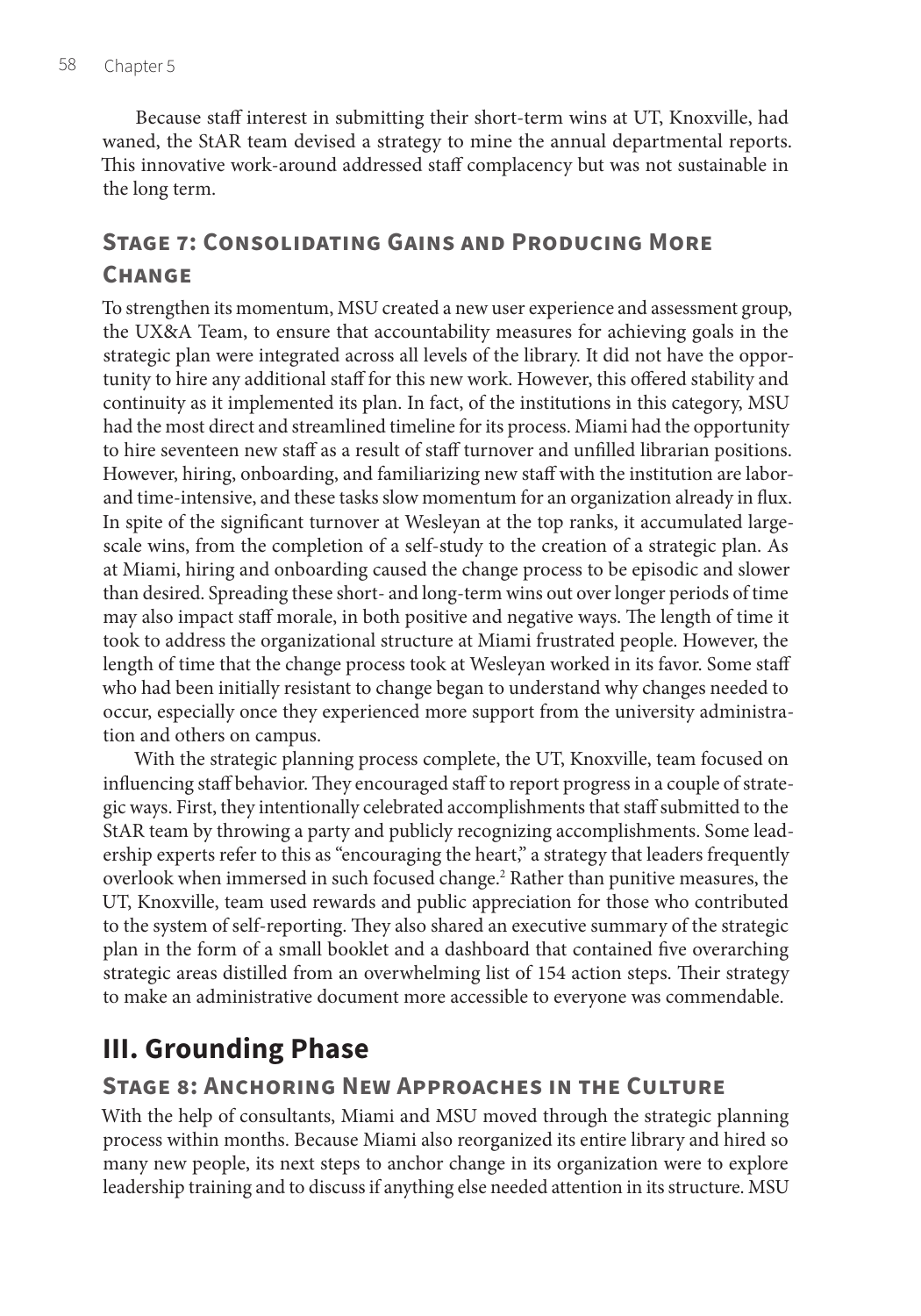Because staff interest in submitting their short-term wins at UT, Knoxville, had waned, the StAR team devised a strategy to mine the annual departmental reports. This innovative work-around addressed staff complacency but was not sustainable in the long term.

### Stage 7: Consolidating Gains and Producing More Change

To strengthen its momentum, MSU created a new user experience and assessment group, the UX&A Team, to ensure that accountability measures for achieving goals in the strategic plan were integrated across all levels of the library. It did not have the opportunity to hire any additional staff for this new work. However, this offered stability and continuity as it implemented its plan. In fact, of the institutions in this category, MSU had the most direct and streamlined timeline for its process. Miami had the opportunity to hire seventeen new staff as a result of staff turnover and unfilled librarian positions. However, hiring, onboarding, and familiarizing new staff with the institution are labor- and time-intensive, and these tasks slow momentum for an organization already in flux. In spite of the significant turnover at Wesleyan at the top ranks, it accumulated large-scale wins, from the completion of a self-study to the creation of a strategic plan. As at Miami, hiring and onboarding caused the change process to be episodic and slower than desired. Spreading these short- and long-term wins out over longer periods of time may also impact staff morale, in both positive and negative ways. The length of time it took to address the organizational structure at Miami frustrated people. However, the length of time that the change process took at Wesleyan worked in its favor. Some staff who had been initially resistant to change began to understand why changes needed to occur, especially once they experienced more support from the university administration and others on campus.

With the strategic planning process complete, the UT, Knoxville, team focused on influencing staff behavior. They encouraged staff to report progress in a couple of strategic ways. First, they intentionally celebrated accomplishments that staff submitted to the StAR team by throwing a party and publicly recognizing accomplishments. Some leadership experts refer to this as "encouraging the heart," a strategy that leaders frequently overlook when immersed in such focused change.[2] Rather than punitive measures, the UT, Knoxville, team used rewards and public appreciation for those who contributed to the system of self-reporting. They also shared an executive summary of the strategic plan in the form of a small booklet and a dashboard that contained five overarching strategic areas distilled from an overwhelming list of 154 action steps. Their strategy to make an administrative document more accessible to everyone was commendable.

## III. Grounding Phase

### Stage 8: Anchoring New Approaches in the Culture

With the help of consultants, Miami and MSU moved through the strategic planning process within months. Because Miami also reorganized its entire library and hired so many new people, its next steps to anchor change in its organization were to explore leadership training and to discuss if anything else needed attention in its structure. MSU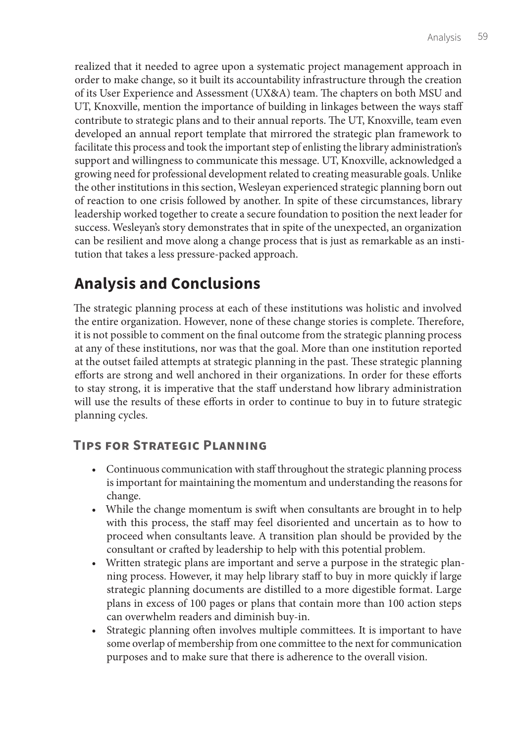realized that it needed to agree upon a systematic project management approach in order to make change, so it built its accountability infrastructure through the creation of its User Experience and Assessment (UX&A) team. The chapters on both MSU and UT, Knoxville, mention the importance of building in linkages between the ways staff contribute to strategic plans and to their annual reports. The UT, Knoxville, team even developed an annual report template that mirrored the strategic plan framework to facilitate this process and took the important step of enlisting the library administration's support and willingness to communicate this message. UT, Knoxville, acknowledged a growing need for professional development related to creating measurable goals. Unlike the other institutions in this section, Wesleyan experienced strategic planning born out of reaction to one crisis followed by another. In spite of these circumstances, library leadership worked together to create a secure foundation to position the next leader for success. Wesleyan's story demonstrates that in spite of the unexpected, an organization can be resilient and move along a change process that is just as remarkable as an institution that takes a less pressure-packed approach.

## Analysis and Conclusions

The strategic planning process at each of these institutions was holistic and involved the entire organization. However, none of these change stories is complete. Therefore, it is not possible to comment on the final outcome from the strategic planning process at any of these institutions, nor was that the goal. More than one institution reported at the outset failed attempts at strategic planning in the past. These strategic planning efforts are strong and well anchored in their organizations. In order for these efforts to stay strong, it is imperative that the staff understand how library administration will use the results of these efforts in order to continue to buy in to future strategic planning cycles.

### Tips for Strategic Planning

- Continuous communication with staff throughout the strategic planning process is important for maintaining the momentum and understanding the reasons for change.
- While the change momentum is swift when consultants are brought in to help with this process, the staff may feel disoriented and uncertain as to how to proceed when consultants leave. A transition plan should be provided by the consultant or crafted by leadership to help with this potential problem.
- Written strategic plans are important and serve a purpose in the strategic planning process. However, it may help library staff to buy in more quickly if large strategic planning documents are distilled to a more digestible format. Large plans in excess of 100 pages or plans that contain more than 100 action steps can overwhelm readers and diminish buy-in.
- Strategic planning often involves multiple committees. It is important to have some overlap of membership from one committee to the next for communication purposes and to make sure that there is adherence to the overall vision.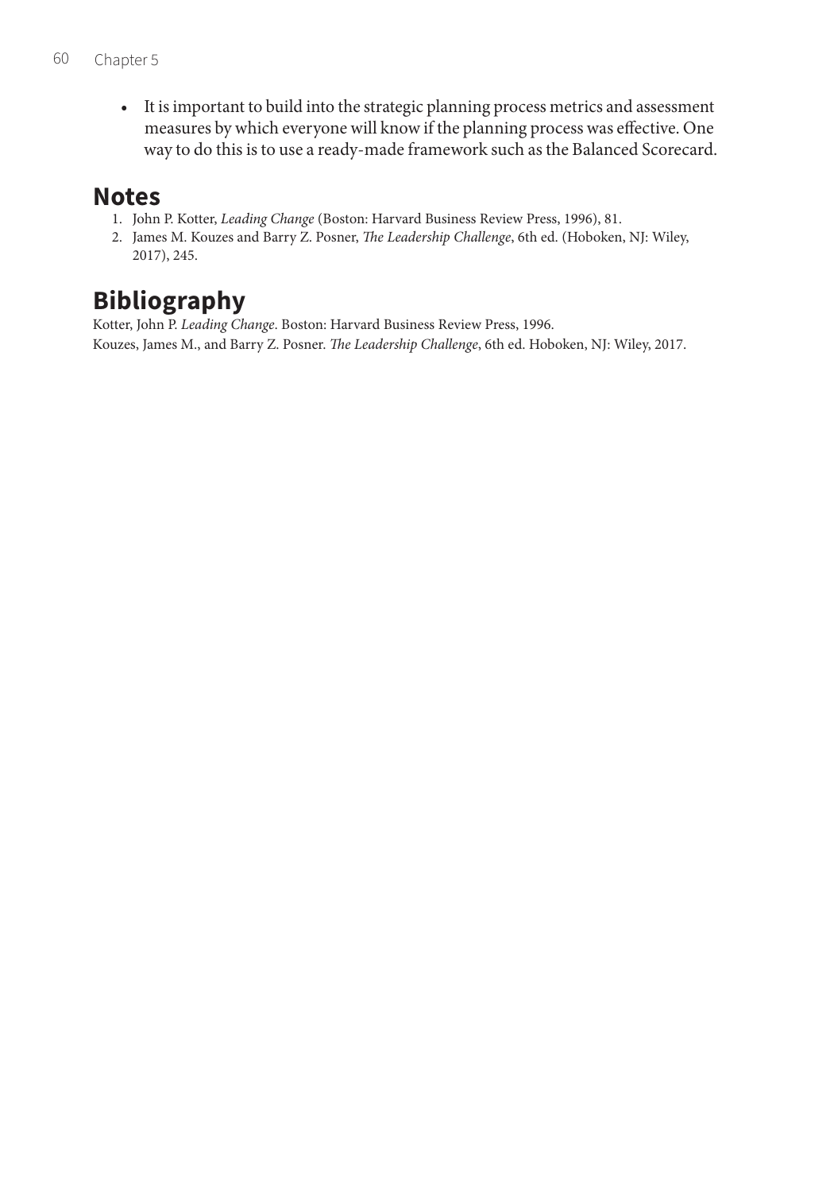- It is important to build into the strategic planning process metrics and assessment measures by which everyone will know if the planning process was effective. One way to do this is to use a ready-made framework such as the Balanced Scorecard.

## Notes

1. John P. Kotter, *Leading Change* (Boston: Harvard Business Review Press, 1996), 81.
2. James M. Kouzes and Barry Z. Posner, *The Leadership Challenge*, 6th ed. (Hoboken, NJ: Wiley, 2017), 245.

## Bibliography

Kotter, John P. *Leading Change*. Boston: Harvard Business Review Press, 1996.

Kouzes, James M., and Barry Z. Posner. *The Leadership Challenge*, 6th ed. Hoboken, NJ: Wiley, 2017.